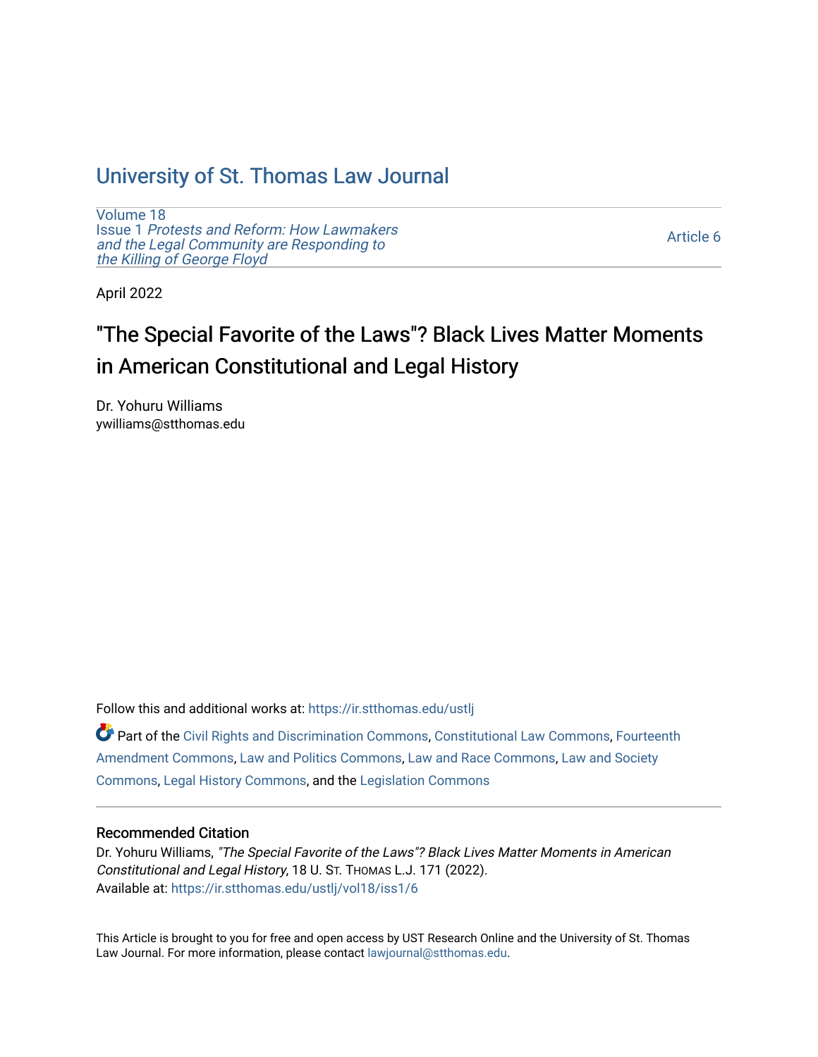# University of St. Thomas Law Journal

Volume 18
Issue 1 *Protests and Reform: How Lawmakers and the Legal Community are Responding to the Killing of George Floyd*

Article 6

April 2022

## "The Special Favorite of the Laws"? Black Lives Matter Moments in American Constitutional and Legal History

Dr. Yohuru Williams
ywilliams@stthomas.edu

Follow this and additional works at: https://ir.stthomas.edu/ustlj

Part of the Civil Rights and Discrimination Commons, Constitutional Law Commons, Fourteenth Amendment Commons, Law and Politics Commons, Law and Race Commons, Law and Society Commons, Legal History Commons, and the Legislation Commons

### Recommended Citation

Dr. Yohuru Williams, *"The Special Favorite of the Laws"? Black Lives Matter Moments in American Constitutional and Legal History*, 18 U. ST. THOMAS L.J. 171 (2022).
Available at: https://ir.stthomas.edu/ustlj/vol18/iss1/6

This Article is brought to you for free and open access by UST Research Online and the University of St. Thomas Law Journal. For more information, please contact lawjournal@stthomas.edu.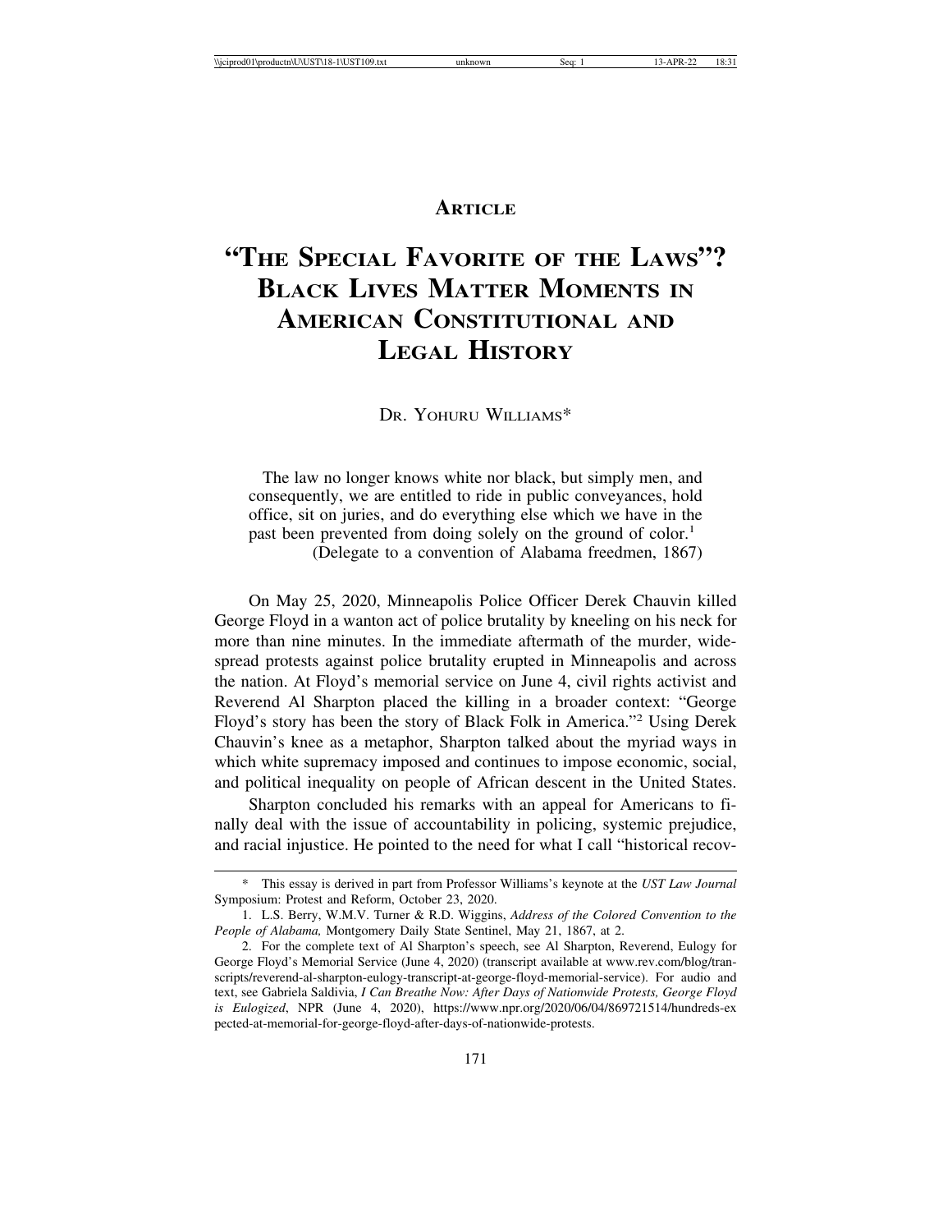**ARTICLE**

# "THE SPECIAL FAVORITE OF THE LAWS"? BLACK LIVES MATTER MOMENTS IN AMERICAN CONSTITUTIONAL AND LEGAL HISTORY

DR. YOHURU WILLIAMS*

> The law no longer knows white nor black, but simply men, and consequently, we are entitled to ride in public conveyances, hold office, sit on juries, and do everything else which we have in the past been prevented from doing solely on the ground of color.[1]
> (Delegate to a convention of Alabama freedmen, 1867)

On May 25, 2020, Minneapolis Police Officer Derek Chauvin killed George Floyd in a wanton act of police brutality by kneeling on his neck for more than nine minutes. In the immediate aftermath of the murder, widespread protests against police brutality erupted in Minneapolis and across the nation. At Floyd's memorial service on June 4, civil rights activist and Reverend Al Sharpton placed the killing in a broader context: "George Floyd's story has been the story of Black Folk in America."[2] Using Derek Chauvin's knee as a metaphor, Sharpton talked about the myriad ways in which white supremacy imposed and continues to impose economic, social, and political inequality on people of African descent in the United States.

Sharpton concluded his remarks with an appeal for Americans to finally deal with the issue of accountability in policing, systemic prejudice, and racial injustice. He pointed to the need for what I call "historical recov-

---

\* This essay is derived in part from Professor Williams's keynote at the *UST Law Journal* Symposium: Protest and Reform, October 23, 2020.

1. L.S. Berry, W.M.V. Turner & R.D. Wiggins, *Address of the Colored Convention to the People of Alabama,* Montgomery Daily State Sentinel, May 21, 1867, at 2.

2. For the complete text of Al Sharpton's speech, see Al Sharpton, Reverend, Eulogy for George Floyd's Memorial Service (June 4, 2020) (transcript available at www.rev.com/blog/transcripts/reverend-al-sharpton-eulogy-transcript-at-george-floyd-memorial-service). For audio and text, see Gabriela Saldivia, *I Can Breathe Now: After Days of Nationwide Protests, George Floyd is Eulogized*, NPR (June 4, 2020), https://www.npr.org/2020/06/04/869721514/hundreds-expected-at-memorial-for-george-floyd-after-days-of-nationwide-protests.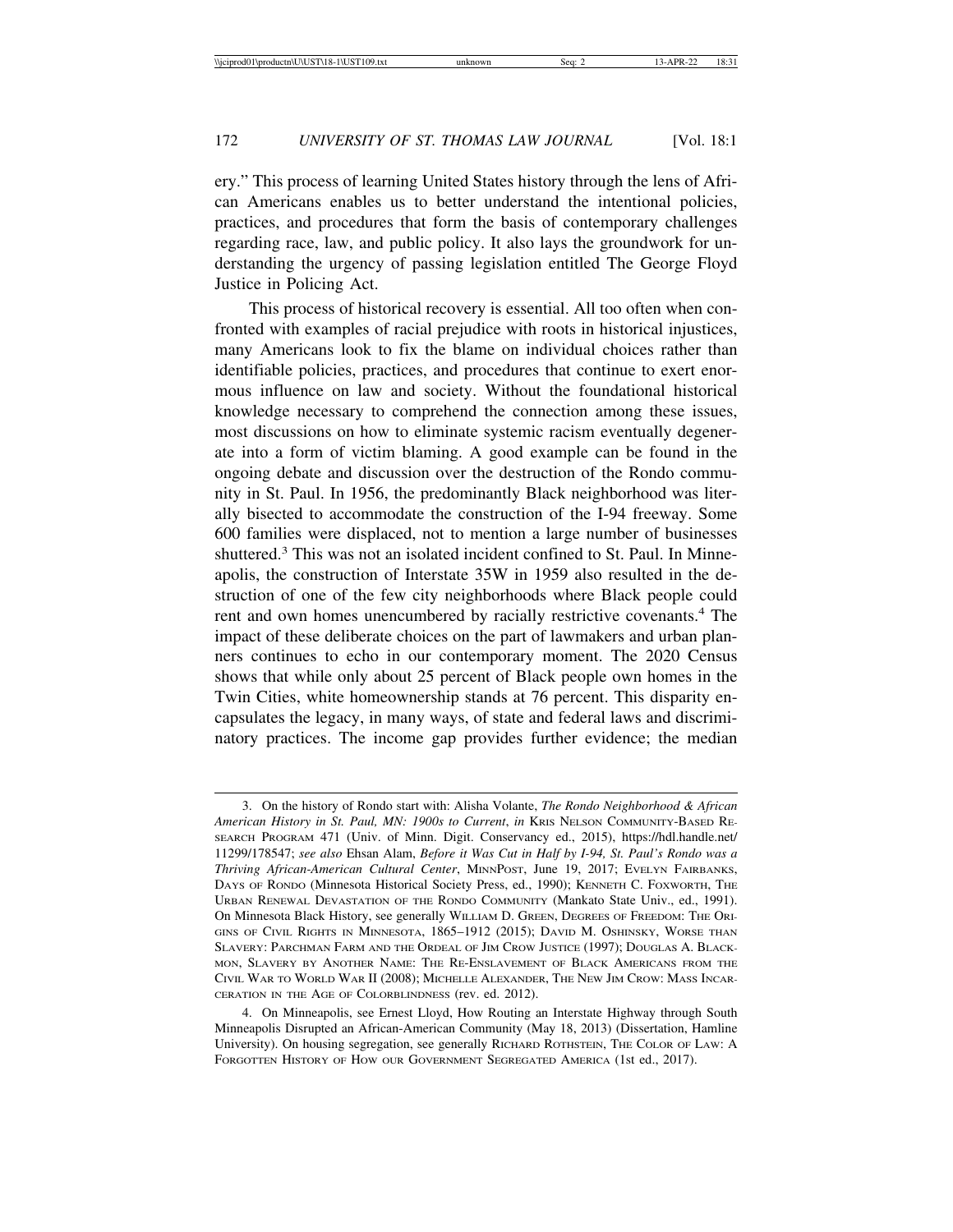ery." This process of learning United States history through the lens of African Americans enables us to better understand the intentional policies, practices, and procedures that form the basis of contemporary challenges regarding race, law, and public policy. It also lays the groundwork for understanding the urgency of passing legislation entitled The George Floyd Justice in Policing Act.

This process of historical recovery is essential. All too often when confronted with examples of racial prejudice with roots in historical injustices, many Americans look to fix the blame on individual choices rather than identifiable policies, practices, and procedures that continue to exert enormous influence on law and society. Without the foundational historical knowledge necessary to comprehend the connection among these issues, most discussions on how to eliminate systemic racism eventually degenerate into a form of victim blaming. A good example can be found in the ongoing debate and discussion over the destruction of the Rondo community in St. Paul. In 1956, the predominantly Black neighborhood was literally bisected to accommodate the construction of the I-94 freeway. Some 600 families were displaced, not to mention a large number of businesses shuttered.[3] This was not an isolated incident confined to St. Paul. In Minneapolis, the construction of Interstate 35W in 1959 also resulted in the destruction of one of the few city neighborhoods where Black people could rent and own homes unencumbered by racially restrictive covenants.[4] The impact of these deliberate choices on the part of lawmakers and urban planners continues to echo in our contemporary moment. The 2020 Census shows that while only about 25 percent of Black people own homes in the Twin Cities, white homeownership stands at 76 percent. This disparity encapsulates the legacy, in many ways, of state and federal laws and discriminatory practices. The income gap provides further evidence; the median

3. On the history of Rondo start with: Alisha Volante, *The Rondo Neighborhood & African American History in St. Paul, MN: 1900s to Current*, *in* KRIS NELSON COMMUNITY-BASED RESEARCH PROGRAM 471 (Univ. of Minn. Digit. Conservancy ed., 2015), https://hdl.handle.net/11299/178547; *see also* Ehsan Alam, *Before it Was Cut in Half by I-94, St. Paul's Rondo was a Thriving African-American Cultural Center*, MINNPOST, June 19, 2017; EVELYN FAIRBANKS, DAYS OF RONDO (Minnesota Historical Society Press, ed., 1990); KENNETH C. FOXWORTH, THE URBAN RENEWAL DEVASTATION OF THE RONDO COMMUNITY (Mankato State Univ., ed., 1991). On Minnesota Black History, see generally WILLIAM D. GREEN, DEGREES OF FREEDOM: THE ORIGINS OF CIVIL RIGHTS IN MINNESOTA, 1865–1912 (2015); DAVID M. OSHINSKY, WORSE THAN SLAVERY: PARCHMAN FARM AND THE ORDEAL OF JIM CROW JUSTICE (1997); DOUGLAS A. BLACKMON, SLAVERY BY ANOTHER NAME: THE RE-ENSLAVEMENT OF BLACK AMERICANS FROM THE CIVIL WAR TO WORLD WAR II (2008); MICHELLE ALEXANDER, THE NEW JIM CROW: MASS INCARCERATION IN THE AGE OF COLORBLINDNESS (rev. ed. 2012).

4. On Minneapolis, see Ernest Lloyd, How Routing an Interstate Highway through South Minneapolis Disrupted an African-American Community (May 18, 2013) (Dissertation, Hamline University). On housing segregation, see generally RICHARD ROTHSTEIN, THE COLOR OF LAW: A FORGOTTEN HISTORY OF HOW OUR GOVERNMENT SEGREGATED AMERICA (1st ed., 2017).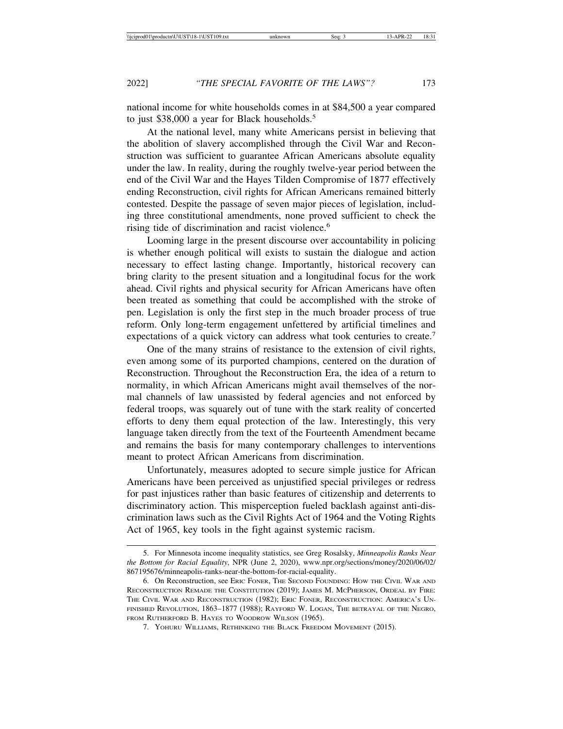national income for white households comes in at $84,500 a year compared to just $38,000 a year for Black households.[5]

At the national level, many white Americans persist in believing that the abolition of slavery accomplished through the Civil War and Reconstruction was sufficient to guarantee African Americans absolute equality under the law. In reality, during the roughly twelve-year period between the end of the Civil War and the Hayes Tilden Compromise of 1877 effectively ending Reconstruction, civil rights for African Americans remained bitterly contested. Despite the passage of seven major pieces of legislation, including three constitutional amendments, none proved sufficient to check the rising tide of discrimination and racist violence.[6]

Looming large in the present discourse over accountability in policing is whether enough political will exists to sustain the dialogue and action necessary to effect lasting change. Importantly, historical recovery can bring clarity to the present situation and a longitudinal focus for the work ahead. Civil rights and physical security for African Americans have often been treated as something that could be accomplished with the stroke of pen. Legislation is only the first step in the much broader process of true reform. Only long-term engagement unfettered by artificial timelines and expectations of a quick victory can address what took centuries to create.[7]

One of the many strains of resistance to the extension of civil rights, even among some of its purported champions, centered on the duration of Reconstruction. Throughout the Reconstruction Era, the idea of a return to normality, in which African Americans might avail themselves of the normal channels of law unassisted by federal agencies and not enforced by federal troops, was squarely out of tune with the stark reality of concerted efforts to deny them equal protection of the law. Interestingly, this very language taken directly from the text of the Fourteenth Amendment became and remains the basis for many contemporary challenges to interventions meant to protect African Americans from discrimination.

Unfortunately, measures adopted to secure simple justice for African Americans have been perceived as unjustified special privileges or redress for past injustices rather than basic features of citizenship and deterrents to discriminatory action. This misperception fueled backlash against anti-discrimination laws such as the Civil Rights Act of 1964 and the Voting Rights Act of 1965, key tools in the fight against systemic racism.

---

5. For Minnesota income inequality statistics, see Greg Rosalsky, *Minneapolis Ranks Near the Bottom for Racial Equality*, NPR (June 2, 2020), www.npr.org/sections/money/2020/06/02/867195676/minneapolis-ranks-near-the-bottom-for-racial-equality.

6. On Reconstruction, see Eric Foner, The Second Founding: How the Civil War and Reconstruction Remade the Constitution (2019); James M. McPherson, Ordeal by Fire: The Civil War and Reconstruction (1982); Eric Foner, Reconstruction: America's Unfinished Revolution, 1863–1877 (1988); Rayford W. Logan, The betrayal of the Negro, from Rutherford B. Hayes to Woodrow Wilson (1965).

7. Yohuru Williams, Rethinking the Black Freedom Movement (2015).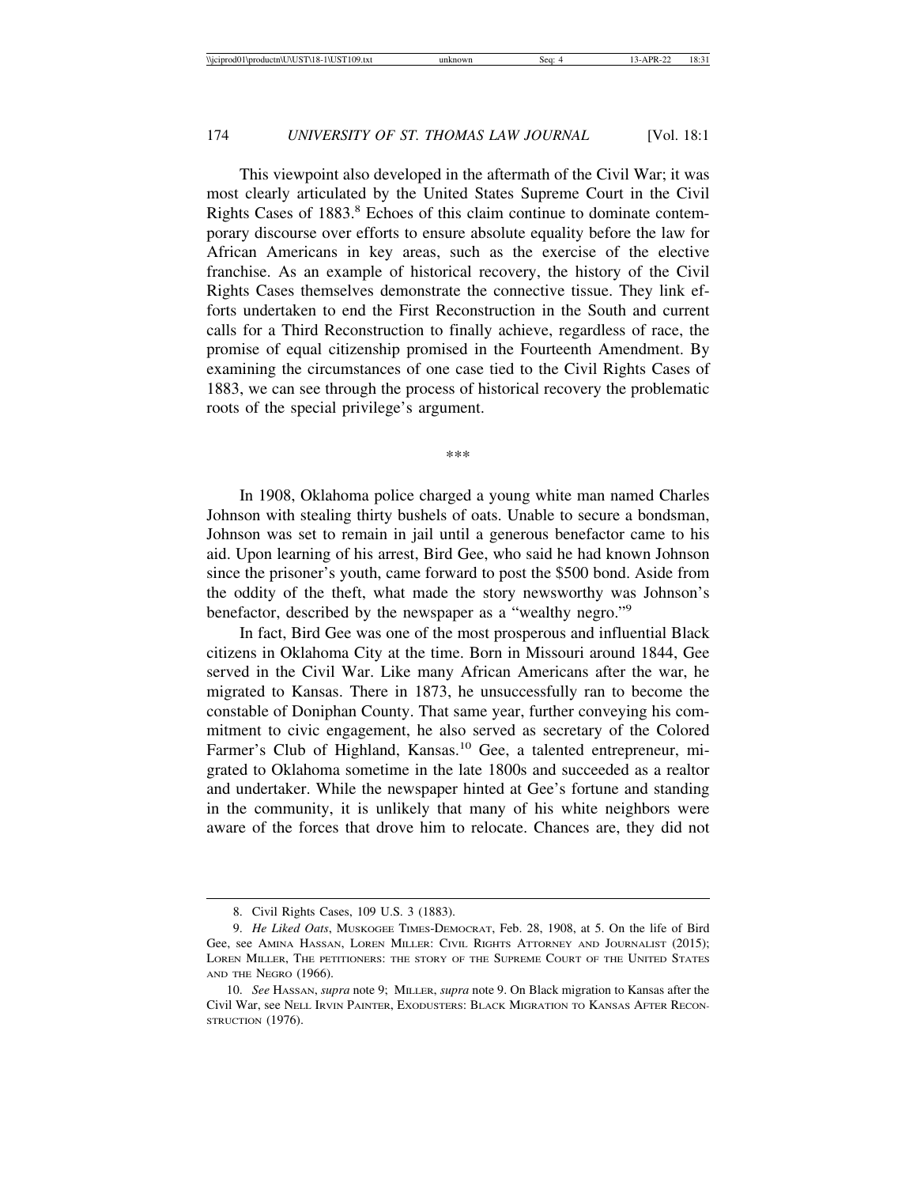This viewpoint also developed in the aftermath of the Civil War; it was most clearly articulated by the United States Supreme Court in the Civil Rights Cases of 1883.[8] Echoes of this claim continue to dominate contemporary discourse over efforts to ensure absolute equality before the law for African Americans in key areas, such as the exercise of the elective franchise. As an example of historical recovery, the history of the Civil Rights Cases themselves demonstrate the connective tissue. They link efforts undertaken to end the First Reconstruction in the South and current calls for a Third Reconstruction to finally achieve, regardless of race, the promise of equal citizenship promised in the Fourteenth Amendment. By examining the circumstances of one case tied to the Civil Rights Cases of 1883, we can see through the process of historical recovery the problematic roots of the special privilege's argument.

\*\*\*

In 1908, Oklahoma police charged a young white man named Charles Johnson with stealing thirty bushels of oats. Unable to secure a bondsman, Johnson was set to remain in jail until a generous benefactor came to his aid. Upon learning of his arrest, Bird Gee, who said he had known Johnson since the prisoner's youth, came forward to post the $500 bond. Aside from the oddity of the theft, what made the story newsworthy was Johnson's benefactor, described by the newspaper as a "wealthy negro."[9]

In fact, Bird Gee was one of the most prosperous and influential Black citizens in Oklahoma City at the time. Born in Missouri around 1844, Gee served in the Civil War. Like many African Americans after the war, he migrated to Kansas. There in 1873, he unsuccessfully ran to become the constable of Doniphan County. That same year, further conveying his commitment to civic engagement, he also served as secretary of the Colored Farmer's Club of Highland, Kansas.[10] Gee, a talented entrepreneur, migrated to Oklahoma sometime in the late 1800s and succeeded as a realtor and undertaker. While the newspaper hinted at Gee's fortune and standing in the community, it is unlikely that many of his white neighbors were aware of the forces that drove him to relocate. Chances are, they did not

---

8. Civil Rights Cases, 109 U.S. 3 (1883).

9. *He Liked Oats*, Muskogee Times-Democrat, Feb. 28, 1908, at 5. On the life of Bird Gee, see Amina Hassan, Loren Miller: Civil Rights Attorney and Journalist (2015); Loren Miller, The Petitioners: the story of the Supreme Court of the United States and the Negro (1966).

10. *See* Hassan, *supra* note 9; Miller, *supra* note 9. On Black migration to Kansas after the Civil War, see Nell Irvin Painter, Exodusters: Black Migration to Kansas After Reconstruction (1976).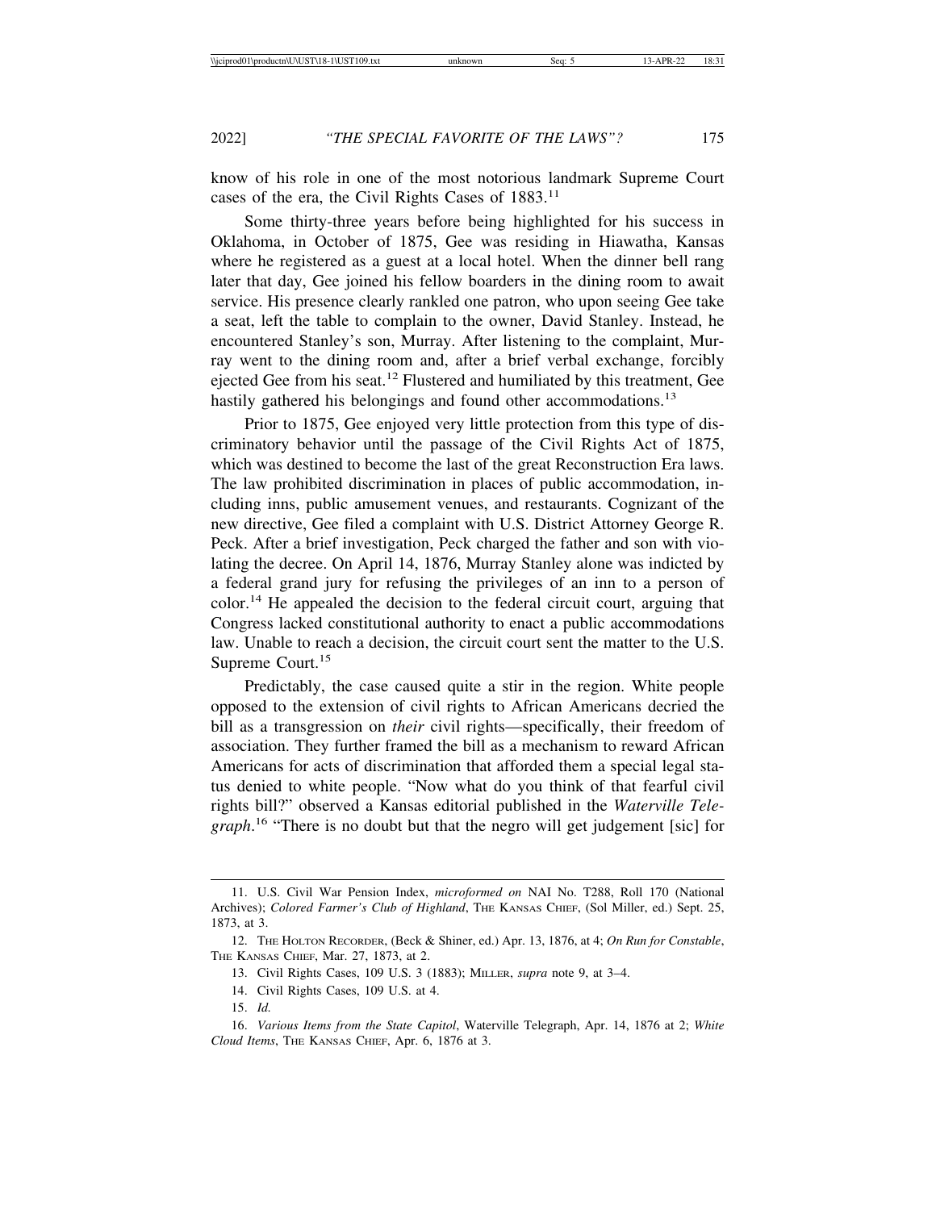know of his role in one of the most notorious landmark Supreme Court cases of the era, the Civil Rights Cases of 1883.[11]

Some thirty-three years before being highlighted for his success in Oklahoma, in October of 1875, Gee was residing in Hiawatha, Kansas where he registered as a guest at a local hotel. When the dinner bell rang later that day, Gee joined his fellow boarders in the dining room to await service. His presence clearly rankled one patron, who upon seeing Gee take a seat, left the table to complain to the owner, David Stanley. Instead, he encountered Stanley's son, Murray. After listening to the complaint, Murray went to the dining room and, after a brief verbal exchange, forcibly ejected Gee from his seat.[12] Flustered and humiliated by this treatment, Gee hastily gathered his belongings and found other accommodations.[13]

Prior to 1875, Gee enjoyed very little protection from this type of discriminatory behavior until the passage of the Civil Rights Act of 1875, which was destined to become the last of the great Reconstruction Era laws. The law prohibited discrimination in places of public accommodation, including inns, public amusement venues, and restaurants. Cognizant of the new directive, Gee filed a complaint with U.S. District Attorney George R. Peck. After a brief investigation, Peck charged the father and son with violating the decree. On April 14, 1876, Murray Stanley alone was indicted by a federal grand jury for refusing the privileges of an inn to a person of color.[14] He appealed the decision to the federal circuit court, arguing that Congress lacked constitutional authority to enact a public accommodations law. Unable to reach a decision, the circuit court sent the matter to the U.S. Supreme Court.[15]

Predictably, the case caused quite a stir in the region. White people opposed to the extension of civil rights to African Americans decried the bill as a transgression on *their* civil rights—specifically, their freedom of association. They further framed the bill as a mechanism to reward African Americans for acts of discrimination that afforded them a special legal status denied to white people. "Now what do you think of that fearful civil rights bill?" observed a Kansas editorial published in the *Waterville Telegraph*.[16] "There is no doubt but that the negro will get judgement [sic] for

---

11. U.S. Civil War Pension Index, *microformed on* NAI No. T288, Roll 170 (National Archives); *Colored Farmer's Club of Highland*, THE KANSAS CHIEF, (Sol Miller, ed.) Sept. 25, 1873, at 3.

12. THE HOLTON RECORDER, (Beck & Shiner, ed.) Apr. 13, 1876, at 4; *On Run for Constable*, THE KANSAS CHIEF, Mar. 27, 1873, at 2.

13. Civil Rights Cases, 109 U.S. 3 (1883); MILLER, *supra* note 9, at 3–4.

14. Civil Rights Cases, 109 U.S. at 4.

15. *Id.*

16. *Various Items from the State Capitol*, Waterville Telegraph, Apr. 14, 1876 at 2; *White Cloud Items*, THE KANSAS CHIEF, Apr. 6, 1876 at 3.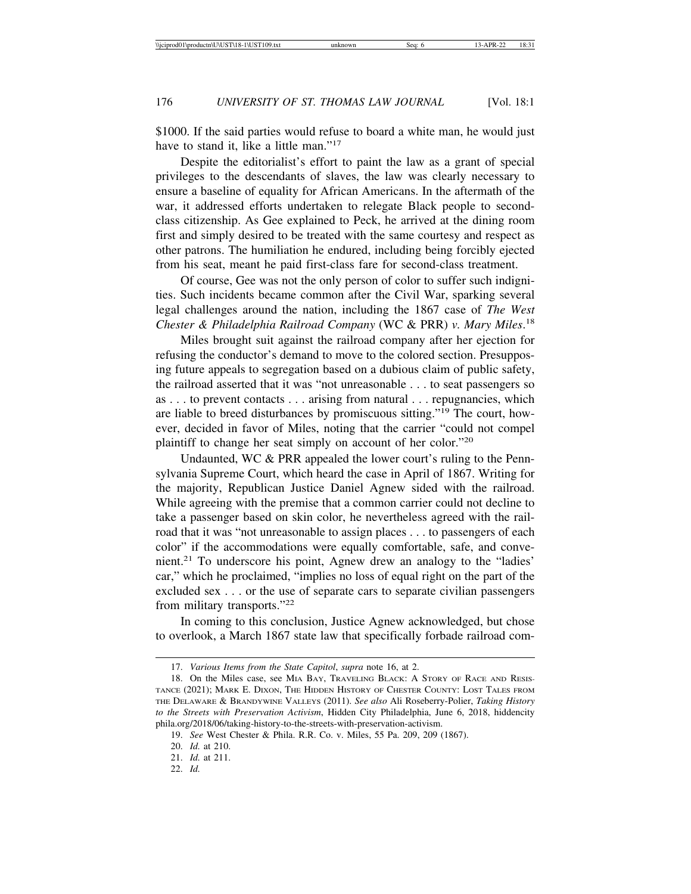$1000. If the said parties would refuse to board a white man, he would just have to stand it, like a little man."[17]

Despite the editorialist's effort to paint the law as a grant of special privileges to the descendants of slaves, the law was clearly necessary to ensure a baseline of equality for African Americans. In the aftermath of the war, it addressed efforts undertaken to relegate Black people to second-class citizenship. As Gee explained to Peck, he arrived at the dining room first and simply desired to be treated with the same courtesy and respect as other patrons. The humiliation he endured, including being forcibly ejected from his seat, meant he paid first-class fare for second-class treatment.

Of course, Gee was not the only person of color to suffer such indignities. Such incidents became common after the Civil War, sparking several legal challenges around the nation, including the 1867 case of *The West Chester & Philadelphia Railroad Company* (WC & PRR) *v. Mary Miles*.[18]

Miles brought suit against the railroad company after her ejection for refusing the conductor's demand to move to the colored section. Presupposing future appeals to segregation based on a dubious claim of public safety, the railroad asserted that it was "not unreasonable . . . to seat passengers so as . . . to prevent contacts . . . arising from natural . . . repugnancies, which are liable to breed disturbances by promiscuous sitting."[19] The court, however, decided in favor of Miles, noting that the carrier "could not compel plaintiff to change her seat simply on account of her color."[20]

Undaunted, WC & PRR appealed the lower court's ruling to the Pennsylvania Supreme Court, which heard the case in April of 1867. Writing for the majority, Republican Justice Daniel Agnew sided with the railroad. While agreeing with the premise that a common carrier could not decline to take a passenger based on skin color, he nevertheless agreed with the railroad that it was "not unreasonable to assign places . . . to passengers of each color" if the accommodations were equally comfortable, safe, and convenient.[21] To underscore his point, Agnew drew an analogy to the "ladies' car," which he proclaimed, "implies no loss of equal right on the part of the excluded sex . . . or the use of separate cars to separate civilian passengers from military transports."[22]

In coming to this conclusion, Justice Agnew acknowledged, but chose to overlook, a March 1867 state law that specifically forbade railroad com-

---

17. *Various Items from the State Capitol*, *supra* note 16, at 2.

18. On the Miles case, see Mia Bay, Traveling Black: A Story of Race and Resistance (2021); Mark E. Dixon, The Hidden History of Chester County: Lost Tales from the Delaware & Brandywine Valleys (2011). *See also* Ali Roseberry-Polier, *Taking History to the Streets with Preservation Activism*, Hidden City Philadelphia, June 6, 2018, hiddencityphila.org/2018/06/taking-history-to-the-streets-with-preservation-activism.

19. *See* West Chester & Phila. R.R. Co. v. Miles, 55 Pa. 209, 209 (1867).

20. *Id.* at 210.

21. *Id.* at 211.

22. *Id.*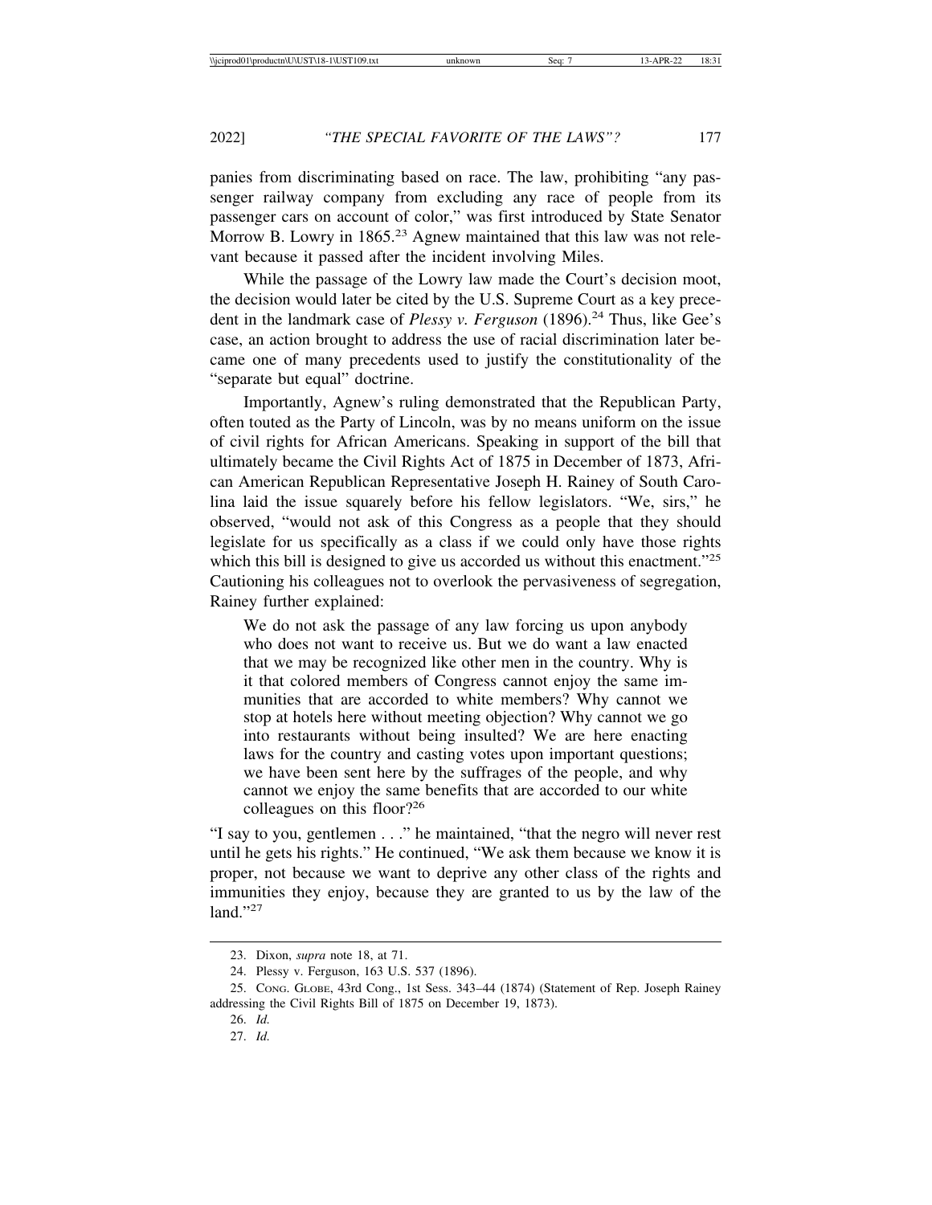panies from discriminating based on race. The law, prohibiting "any passenger railway company from excluding any race of people from its passenger cars on account of color," was first introduced by State Senator Morrow B. Lowry in 1865.[23] Agnew maintained that this law was not relevant because it passed after the incident involving Miles.

While the passage of the Lowry law made the Court's decision moot, the decision would later be cited by the U.S. Supreme Court as a key precedent in the landmark case of *Plessy v. Ferguson* (1896).[24] Thus, like Gee's case, an action brought to address the use of racial discrimination later became one of many precedents used to justify the constitutionality of the "separate but equal" doctrine.

Importantly, Agnew's ruling demonstrated that the Republican Party, often touted as the Party of Lincoln, was by no means uniform on the issue of civil rights for African Americans. Speaking in support of the bill that ultimately became the Civil Rights Act of 1875 in December of 1873, African American Republican Representative Joseph H. Rainey of South Carolina laid the issue squarely before his fellow legislators. "We, sirs," he observed, "would not ask of this Congress as a people that they should legislate for us specifically as a class if we could only have those rights which this bill is designed to give us accorded us without this enactment."[25] Cautioning his colleagues not to overlook the pervasiveness of segregation, Rainey further explained:

> We do not ask the passage of any law forcing us upon anybody who does not want to receive us. But we do want a law enacted that we may be recognized like other men in the country. Why is it that colored members of Congress cannot enjoy the same immunities that are accorded to white members? Why cannot we stop at hotels here without meeting objection? Why cannot we go into restaurants without being insulted? We are here enacting laws for the country and casting votes upon important questions; we have been sent here by the suffrages of the people, and why cannot we enjoy the same benefits that are accorded to our white colleagues on this floor?[26]

"I say to you, gentlemen . . ." he maintained, "that the negro will never rest until he gets his rights." He continued, "We ask them because we know it is proper, not because we want to deprive any other class of the rights and immunities they enjoy, because they are granted to us by the law of the land."[27]

---

23. Dixon, *supra* note 18, at 71.

24. Plessy v. Ferguson, 163 U.S. 537 (1896).

25. CONG. GLOBE, 43rd Cong., 1st Sess. 343–44 (1874) (Statement of Rep. Joseph Rainey addressing the Civil Rights Bill of 1875 on December 19, 1873).

26. *Id.*

27. *Id.*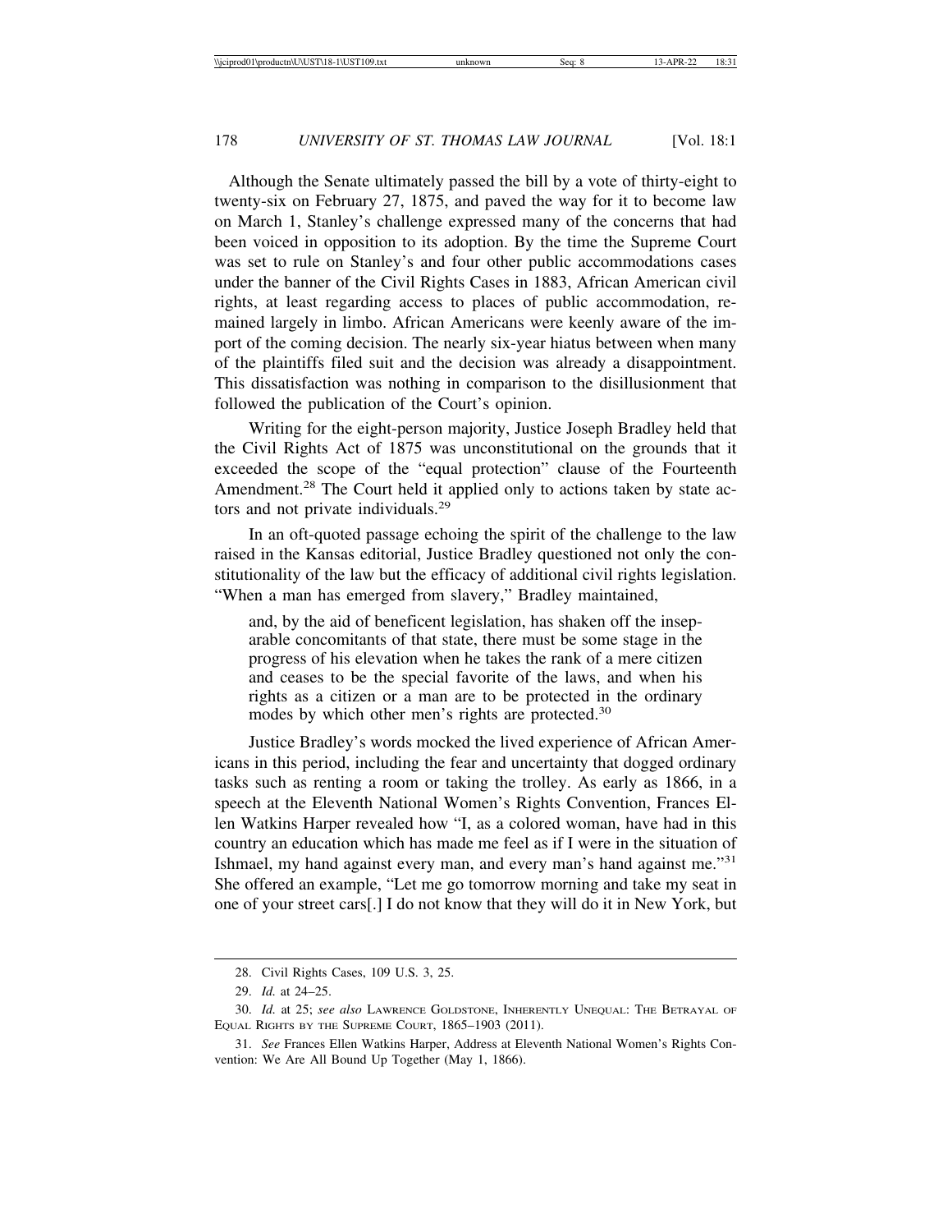Although the Senate ultimately passed the bill by a vote of thirty-eight to twenty-six on February 27, 1875, and paved the way for it to become law on March 1, Stanley's challenge expressed many of the concerns that had been voiced in opposition to its adoption. By the time the Supreme Court was set to rule on Stanley's and four other public accommodations cases under the banner of the Civil Rights Cases in 1883, African American civil rights, at least regarding access to places of public accommodation, remained largely in limbo. African Americans were keenly aware of the import of the coming decision. The nearly six-year hiatus between when many of the plaintiffs filed suit and the decision was already a disappointment. This dissatisfaction was nothing in comparison to the disillusionment that followed the publication of the Court's opinion.

Writing for the eight-person majority, Justice Joseph Bradley held that the Civil Rights Act of 1875 was unconstitutional on the grounds that it exceeded the scope of the "equal protection" clause of the Fourteenth Amendment.[28] The Court held it applied only to actions taken by state actors and not private individuals.[29]

In an oft-quoted passage echoing the spirit of the challenge to the law raised in the Kansas editorial, Justice Bradley questioned not only the constitutionality of the law but the efficacy of additional civil rights legislation. "When a man has emerged from slavery," Bradley maintained,

> and, by the aid of beneficent legislation, has shaken off the inseparable concomitants of that state, there must be some stage in the progress of his elevation when he takes the rank of a mere citizen and ceases to be the special favorite of the laws, and when his rights as a citizen or a man are to be protected in the ordinary modes by which other men's rights are protected.[30]

Justice Bradley's words mocked the lived experience of African Americans in this period, including the fear and uncertainty that dogged ordinary tasks such as renting a room or taking the trolley. As early as 1866, in a speech at the Eleventh National Women's Rights Convention, Frances Ellen Watkins Harper revealed how "I, as a colored woman, have had in this country an education which has made me feel as if I were in the situation of Ishmael, my hand against every man, and every man's hand against me."[31] She offered an example, "Let me go tomorrow morning and take my seat in one of your street cars[.] I do not know that they will do it in New York, but

---

28. Civil Rights Cases, 109 U.S. 3, 25.

29. *Id.* at 24–25.

30. *Id.* at 25; *see also* Lawrence Goldstone, Inherently Unequal: The Betrayal of Equal Rights by the Supreme Court, 1865–1903 (2011).

31. *See* Frances Ellen Watkins Harper, Address at Eleventh National Women's Rights Convention: We Are All Bound Up Together (May 1, 1866).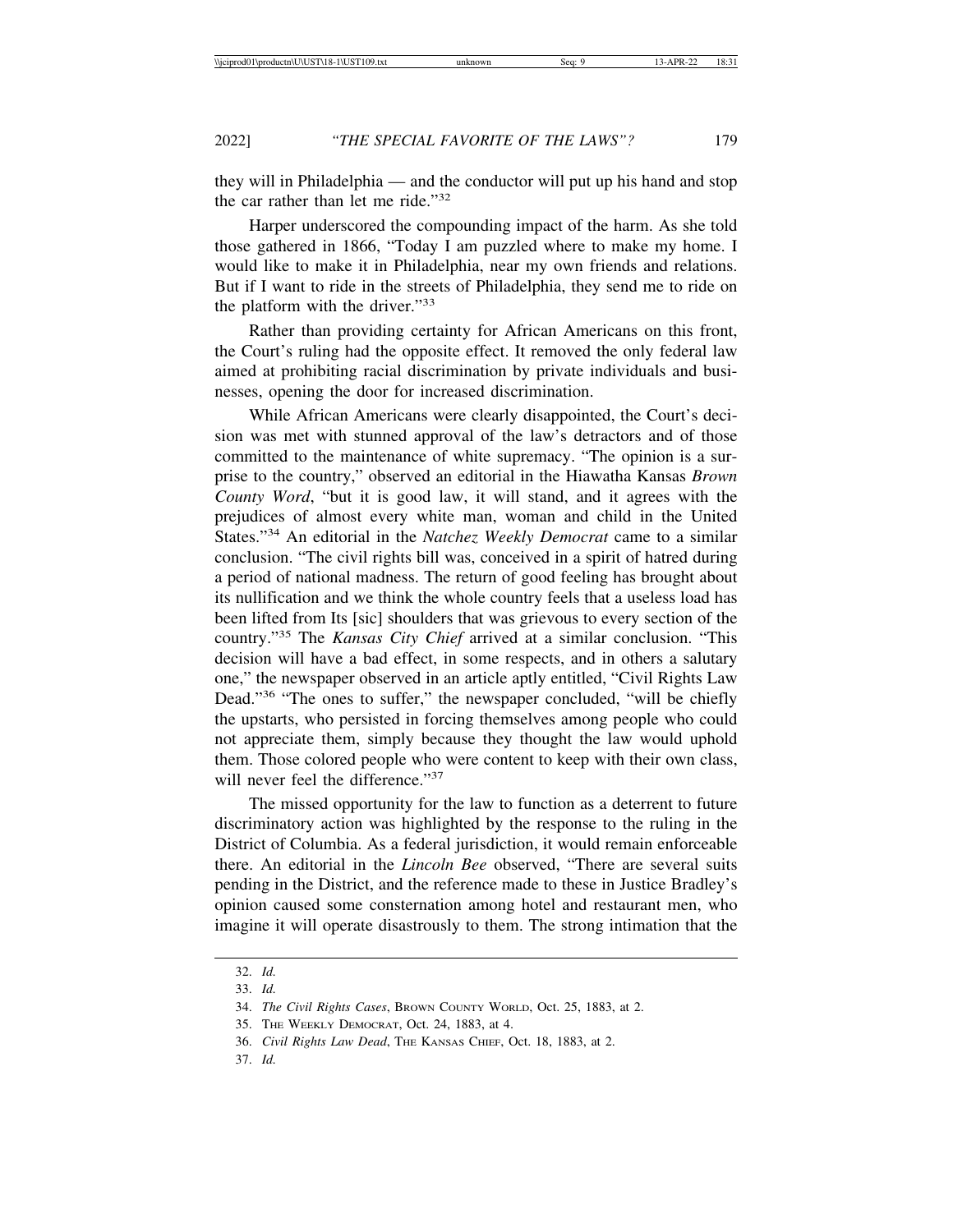they will in Philadelphia — and the conductor will put up his hand and stop the car rather than let me ride."[32]

Harper underscored the compounding impact of the harm. As she told those gathered in 1866, "Today I am puzzled where to make my home. I would like to make it in Philadelphia, near my own friends and relations. But if I want to ride in the streets of Philadelphia, they send me to ride on the platform with the driver."[33]

Rather than providing certainty for African Americans on this front, the Court's ruling had the opposite effect. It removed the only federal law aimed at prohibiting racial discrimination by private individuals and businesses, opening the door for increased discrimination.

While African Americans were clearly disappointed, the Court's decision was met with stunned approval of the law's detractors and of those committed to the maintenance of white supremacy. "The opinion is a surprise to the country," observed an editorial in the Hiawatha Kansas *Brown County Word*, "but it is good law, it will stand, and it agrees with the prejudices of almost every white man, woman and child in the United States."[34] An editorial in the *Natchez Weekly Democrat* came to a similar conclusion. "The civil rights bill was, conceived in a spirit of hatred during a period of national madness. The return of good feeling has brought about its nullification and we think the whole country feels that a useless load has been lifted from Its [sic] shoulders that was grievous to every section of the country."[35] The *Kansas City Chief* arrived at a similar conclusion. "This decision will have a bad effect, in some respects, and in others a salutary one," the newspaper observed in an article aptly entitled, "Civil Rights Law Dead."[36] "The ones to suffer," the newspaper concluded, "will be chiefly the upstarts, who persisted in forcing themselves among people who could not appreciate them, simply because they thought the law would uphold them. Those colored people who were content to keep with their own class, will never feel the difference."[37]

The missed opportunity for the law to function as a deterrent to future discriminatory action was highlighted by the response to the ruling in the District of Columbia. As a federal jurisdiction, it would remain enforceable there. An editorial in the *Lincoln Bee* observed, "There are several suits pending in the District, and the reference made to these in Justice Bradley's opinion caused some consternation among hotel and restaurant men, who imagine it will operate disastrously to them. The strong intimation that the

---

32. *Id.*
33. *Id.*
34. *The Civil Rights Cases*, Brown County World, Oct. 25, 1883, at 2.
35. The Weekly Democrat, Oct. 24, 1883, at 4.
36. *Civil Rights Law Dead*, The Kansas Chief, Oct. 18, 1883, at 2.
37. *Id.*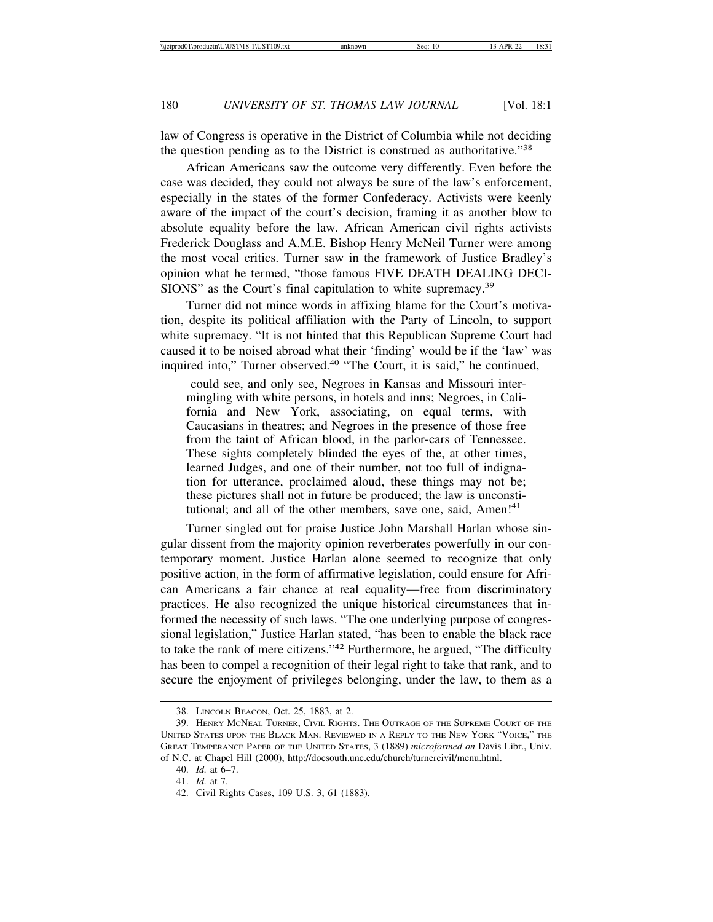law of Congress is operative in the District of Columbia while not deciding the question pending as to the District is construed as authoritative."[38]

African Americans saw the outcome very differently. Even before the case was decided, they could not always be sure of the law's enforcement, especially in the states of the former Confederacy. Activists were keenly aware of the impact of the court's decision, framing it as another blow to absolute equality before the law. African American civil rights activists Frederick Douglass and A.M.E. Bishop Henry McNeil Turner were among the most vocal critics. Turner saw in the framework of Justice Bradley's opinion what he termed, "those famous FIVE DEATH DEALING DECISIONS" as the Court's final capitulation to white supremacy.[39]

Turner did not mince words in affixing blame for the Court's motivation, despite its political affiliation with the Party of Lincoln, to support white supremacy. "It is not hinted that this Republican Supreme Court had caused it to be noised abroad what their 'finding' would be if the 'law' was inquired into," Turner observed.[40] "The Court, it is said," he continued,

> could see, and only see, Negroes in Kansas and Missouri intermingling with white persons, in hotels and inns; Negroes, in California and New York, associating, on equal terms, with Caucasians in theatres; and Negroes in the presence of those free from the taint of African blood, in the parlor-cars of Tennessee. These sights completely blinded the eyes of the, at other times, learned Judges, and one of their number, not too full of indignation for utterance, proclaimed aloud, these things may not be; these pictures shall not in future be produced; the law is unconstitutional; and all of the other members, save one, said, Amen![41]

Turner singled out for praise Justice John Marshall Harlan whose singular dissent from the majority opinion reverberates powerfully in our contemporary moment. Justice Harlan alone seemed to recognize that only positive action, in the form of affirmative legislation, could ensure for African Americans a fair chance at real equality—free from discriminatory practices. He also recognized the unique historical circumstances that informed the necessity of such laws. "The one underlying purpose of congressional legislation," Justice Harlan stated, "has been to enable the black race to take the rank of mere citizens."[42] Furthermore, he argued, "The difficulty has been to compel a recognition of their legal right to take that rank, and to secure the enjoyment of privileges belonging, under the law, to them as a

---

38. Lincoln Beacon, Oct. 25, 1883, at 2.

39. Henry McNeal Turner, Civil Rights. The Outrage of the Supreme Court of the United States upon the Black Man. Reviewed in a Reply to the New York "Voice," the Great Temperance Paper of the United States, 3 (1889) *microformed on* Davis Libr., Univ. of N.C. at Chapel Hill (2000), http://docsouth.unc.edu/church/turnercivil/menu.html.

40. *Id.* at 6–7.

41. *Id.* at 7.

42. Civil Rights Cases, 109 U.S. 3, 61 (1883).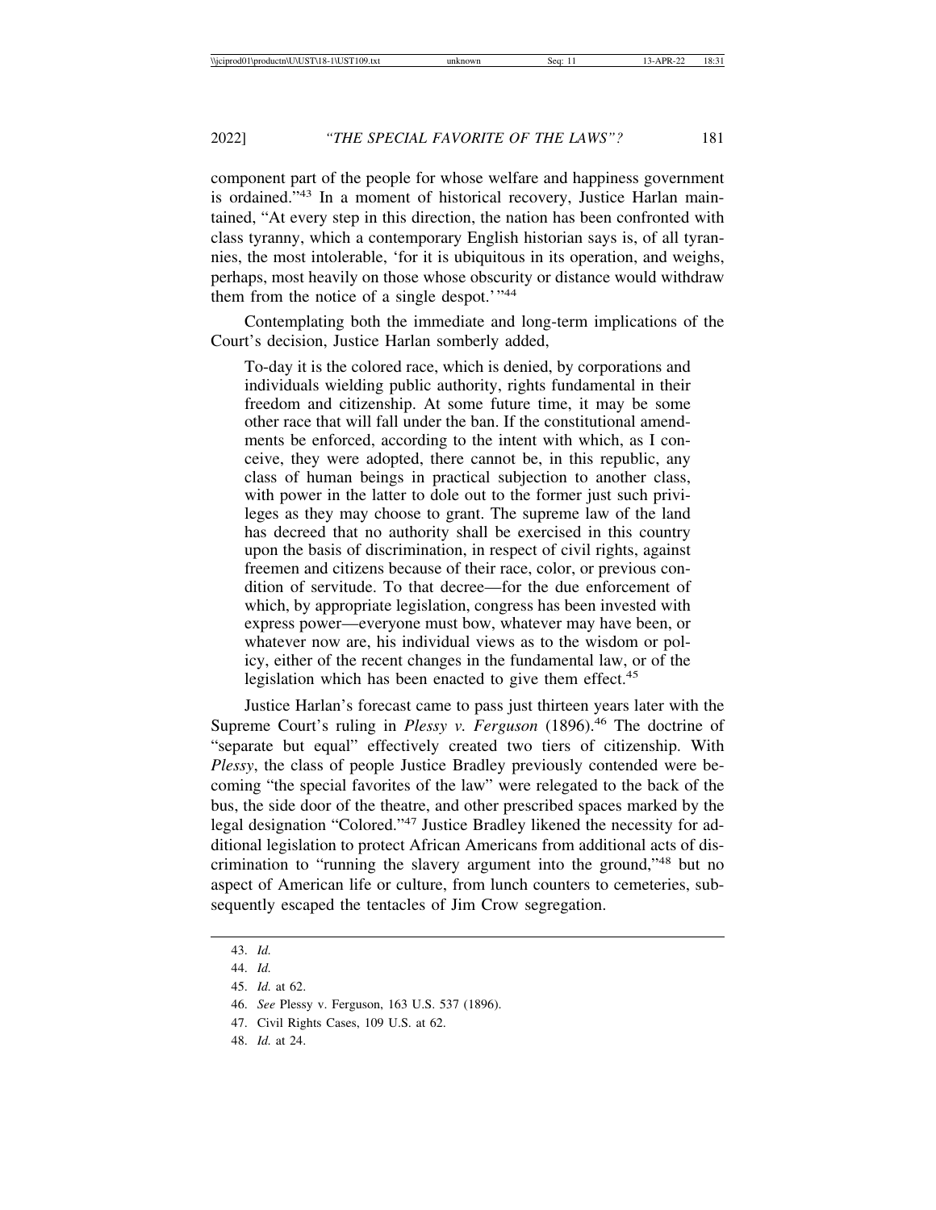component part of the people for whose welfare and happiness government is ordained."[43] In a moment of historical recovery, Justice Harlan maintained, "At every step in this direction, the nation has been confronted with class tyranny, which a contemporary English historian says is, of all tyrannies, the most intolerable, 'for it is ubiquitous in its operation, and weighs, perhaps, most heavily on those whose obscurity or distance would withdraw them from the notice of a single despot.'"[44]

Contemplating both the immediate and long-term implications of the Court's decision, Justice Harlan somberly added,

> To-day it is the colored race, which is denied, by corporations and individuals wielding public authority, rights fundamental in their freedom and citizenship. At some future time, it may be some other race that will fall under the ban. If the constitutional amendments be enforced, according to the intent with which, as I conceive, they were adopted, there cannot be, in this republic, any class of human beings in practical subjection to another class, with power in the latter to dole out to the former just such privileges as they may choose to grant. The supreme law of the land has decreed that no authority shall be exercised in this country upon the basis of discrimination, in respect of civil rights, against freemen and citizens because of their race, color, or previous condition of servitude. To that decree—for the due enforcement of which, by appropriate legislation, congress has been invested with express power—everyone must bow, whatever may have been, or whatever now are, his individual views as to the wisdom or policy, either of the recent changes in the fundamental law, or of the legislation which has been enacted to give them effect.[45]

Justice Harlan's forecast came to pass just thirteen years later with the Supreme Court's ruling in *Plessy v. Ferguson* (1896).[46] The doctrine of "separate but equal" effectively created two tiers of citizenship. With *Plessy*, the class of people Justice Bradley previously contended were becoming "the special favorites of the law" were relegated to the back of the bus, the side door of the theatre, and other prescribed spaces marked by the legal designation "Colored."[47] Justice Bradley likened the necessity for additional legislation to protect African Americans from additional acts of discrimination to "running the slavery argument into the ground,"[48] but no aspect of American life or culture, from lunch counters to cemeteries, subsequently escaped the tentacles of Jim Crow segregation.

---

43. *Id.*

44. *Id.*

45. *Id.* at 62.

46. *See* Plessy v. Ferguson, 163 U.S. 537 (1896).

47. Civil Rights Cases, 109 U.S. at 62.

48. *Id.* at 24.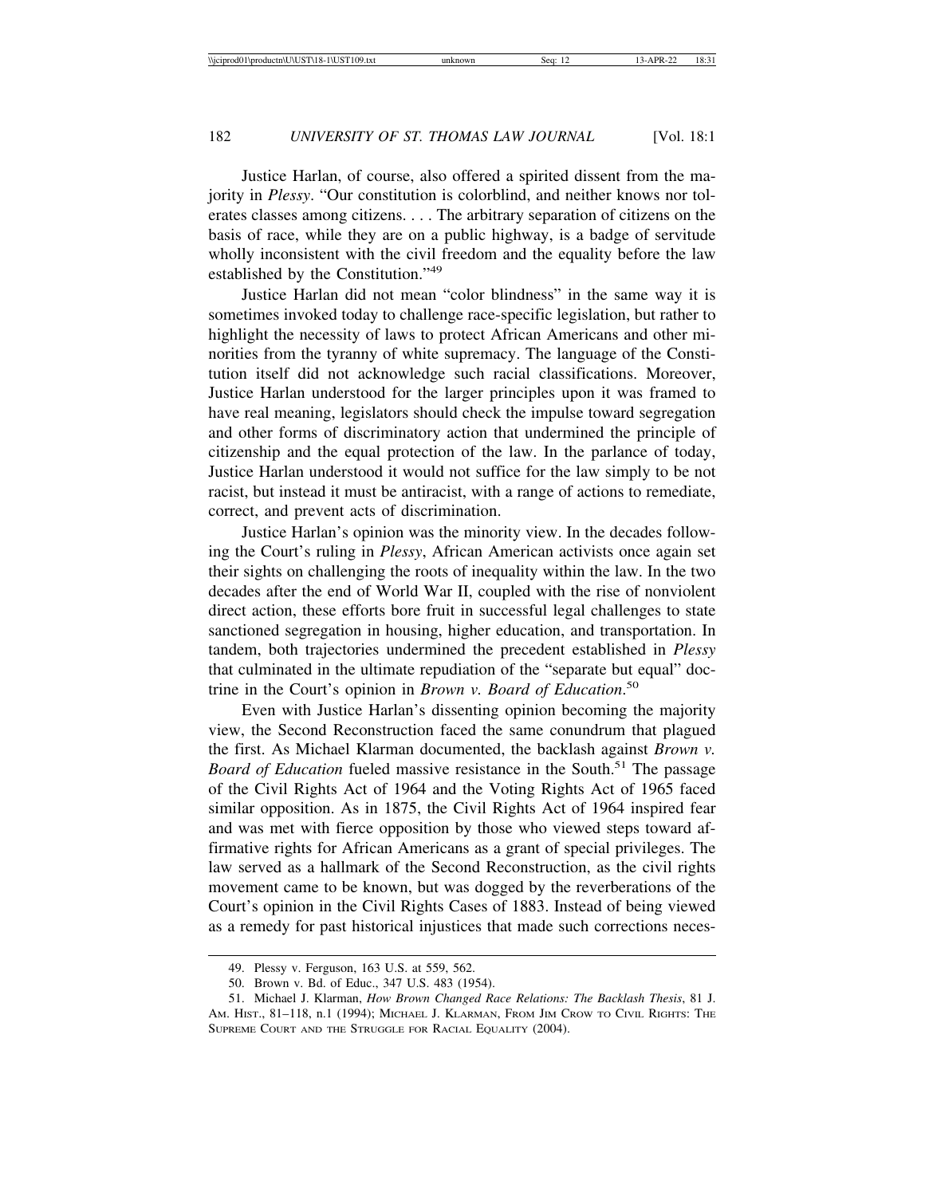Justice Harlan, of course, also offered a spirited dissent from the majority in *Plessy*. "Our constitution is colorblind, and neither knows nor tolerates classes among citizens. . . . The arbitrary separation of citizens on the basis of race, while they are on a public highway, is a badge of servitude wholly inconsistent with the civil freedom and the equality before the law established by the Constitution."[49]

Justice Harlan did not mean "color blindness" in the same way it is sometimes invoked today to challenge race-specific legislation, but rather to highlight the necessity of laws to protect African Americans and other minorities from the tyranny of white supremacy. The language of the Constitution itself did not acknowledge such racial classifications. Moreover, Justice Harlan understood for the larger principles upon it was framed to have real meaning, legislators should check the impulse toward segregation and other forms of discriminatory action that undermined the principle of citizenship and the equal protection of the law. In the parlance of today, Justice Harlan understood it would not suffice for the law simply to be not racist, but instead it must be antiracist, with a range of actions to remediate, correct, and prevent acts of discrimination.

Justice Harlan's opinion was the minority view. In the decades following the Court's ruling in *Plessy*, African American activists once again set their sights on challenging the roots of inequality within the law. In the two decades after the end of World War II, coupled with the rise of nonviolent direct action, these efforts bore fruit in successful legal challenges to state sanctioned segregation in housing, higher education, and transportation. In tandem, both trajectories undermined the precedent established in *Plessy* that culminated in the ultimate repudiation of the "separate but equal" doctrine in the Court's opinion in *Brown v. Board of Education*.[50]

Even with Justice Harlan's dissenting opinion becoming the majority view, the Second Reconstruction faced the same conundrum that plagued the first. As Michael Klarman documented, the backlash against *Brown v. Board of Education* fueled massive resistance in the South.[51] The passage of the Civil Rights Act of 1964 and the Voting Rights Act of 1965 faced similar opposition. As in 1875, the Civil Rights Act of 1964 inspired fear and was met with fierce opposition by those who viewed steps toward affirmative rights for African Americans as a grant of special privileges. The law served as a hallmark of the Second Reconstruction, as the civil rights movement came to be known, but was dogged by the reverberations of the Court's opinion in the Civil Rights Cases of 1883. Instead of being viewed as a remedy for past historical injustices that made such corrections neces-

---

49. Plessy v. Ferguson, 163 U.S. at 559, 562.

50. Brown v. Bd. of Educ., 347 U.S. 483 (1954).

51. Michael J. Klarman, *How Brown Changed Race Relations: The Backlash Thesis*, 81 J. Am. Hist., 81–118, n.1 (1994); Michael J. Klarman, From Jim Crow to Civil Rights: The Supreme Court and the Struggle for Racial Equality (2004).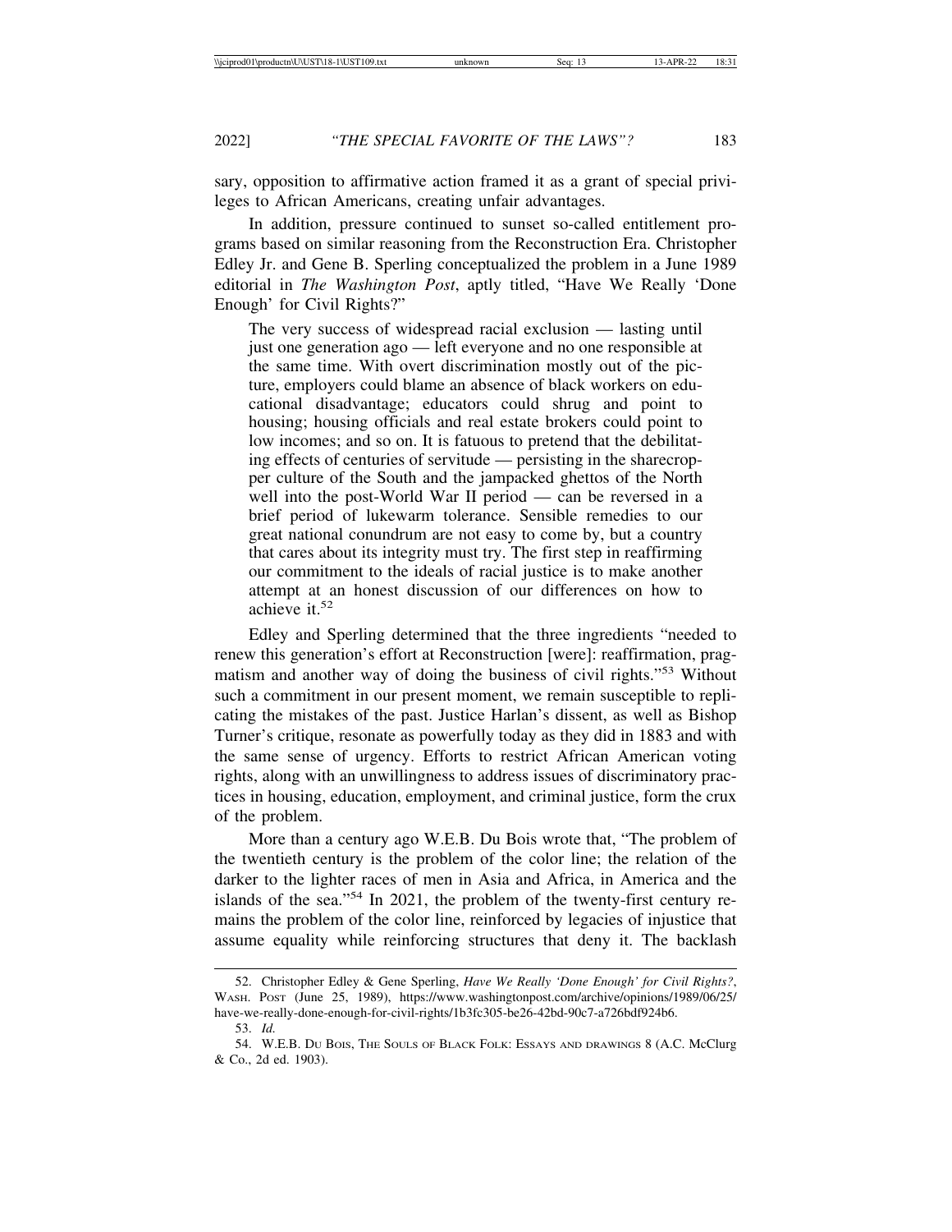sary, opposition to affirmative action framed it as a grant of special privileges to African Americans, creating unfair advantages.

In addition, pressure continued to sunset so-called entitlement programs based on similar reasoning from the Reconstruction Era. Christopher Edley Jr. and Gene B. Sperling conceptualized the problem in a June 1989 editorial in *The Washington Post*, aptly titled, "Have We Really 'Done Enough' for Civil Rights?"

> The very success of widespread racial exclusion — lasting until just one generation ago — left everyone and no one responsible at the same time. With overt discrimination mostly out of the picture, employers could blame an absence of black workers on educational disadvantage; educators could shrug and point to housing; housing officials and real estate brokers could point to low incomes; and so on. It is fatuous to pretend that the debilitating effects of centuries of servitude — persisting in the sharecropper culture of the South and the jampacked ghettos of the North well into the post-World War II period — can be reversed in a brief period of lukewarm tolerance. Sensible remedies to our great national conundrum are not easy to come by, but a country that cares about its integrity must try. The first step in reaffirming our commitment to the ideals of racial justice is to make another attempt at an honest discussion of our differences on how to achieve it.[52]

Edley and Sperling determined that the three ingredients "needed to renew this generation's effort at Reconstruction [were]: reaffirmation, pragmatism and another way of doing the business of civil rights."[53] Without such a commitment in our present moment, we remain susceptible to replicating the mistakes of the past. Justice Harlan's dissent, as well as Bishop Turner's critique, resonate as powerfully today as they did in 1883 and with the same sense of urgency. Efforts to restrict African American voting rights, along with an unwillingness to address issues of discriminatory practices in housing, education, employment, and criminal justice, form the crux of the problem.

More than a century ago W.E.B. Du Bois wrote that, "The problem of the twentieth century is the problem of the color line; the relation of the darker to the lighter races of men in Asia and Africa, in America and the islands of the sea."[54] In 2021, the problem of the twenty-first century remains the problem of the color line, reinforced by legacies of injustice that assume equality while reinforcing structures that deny it. The backlash

---

52. Christopher Edley & Gene Sperling, *Have We Really 'Done Enough' for Civil Rights?*, WASH. POST (June 25, 1989), https://www.washingtonpost.com/archive/opinions/1989/06/25/have-we-really-done-enough-for-civil-rights/1b3fc305-be26-42bd-90c7-a726bdf924b6.

53. *Id.*

54. W.E.B. DU BOIS, THE SOULS OF BLACK FOLK: ESSAYS AND DRAWINGS 8 (A.C. McClurg & Co., 2d ed. 1903).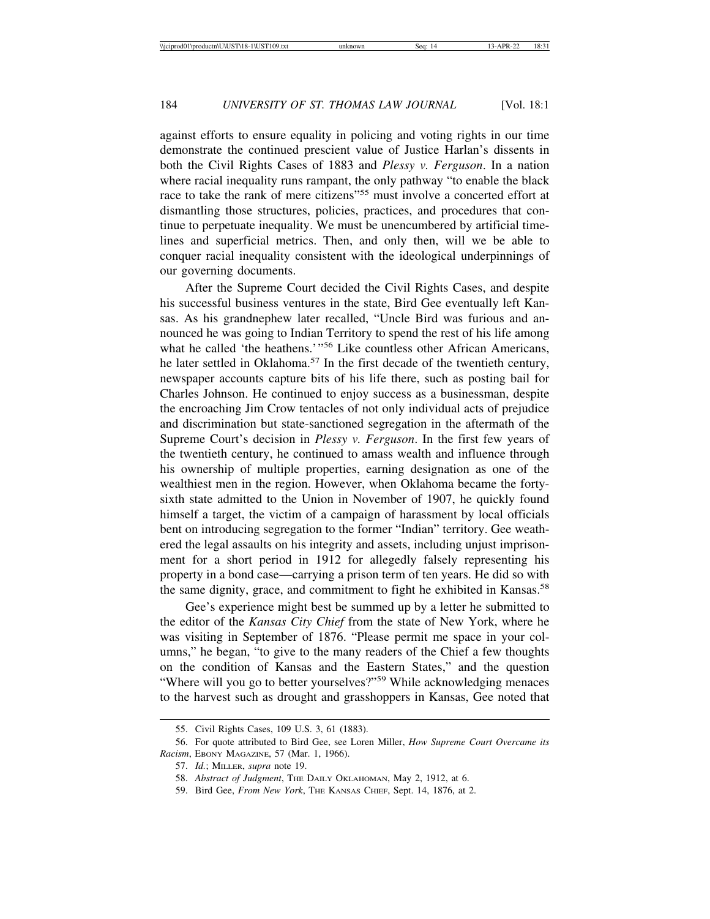against efforts to ensure equality in policing and voting rights in our time demonstrate the continued prescient value of Justice Harlan's dissents in both the Civil Rights Cases of 1883 and *Plessy v. Ferguson*. In a nation where racial inequality runs rampant, the only pathway "to enable the black race to take the rank of mere citizens"[55] must involve a concerted effort at dismantling those structures, policies, practices, and procedures that continue to perpetuate inequality. We must be unencumbered by artificial timelines and superficial metrics. Then, and only then, will we be able to conquer racial inequality consistent with the ideological underpinnings of our governing documents.

After the Supreme Court decided the Civil Rights Cases, and despite his successful business ventures in the state, Bird Gee eventually left Kansas. As his grandnephew later recalled, "Uncle Bird was furious and announced he was going to Indian Territory to spend the rest of his life among what he called 'the heathens.'"[56] Like countless other African Americans, he later settled in Oklahoma.[57] In the first decade of the twentieth century, newspaper accounts capture bits of his life there, such as posting bail for Charles Johnson. He continued to enjoy success as a businessman, despite the encroaching Jim Crow tentacles of not only individual acts of prejudice and discrimination but state-sanctioned segregation in the aftermath of the Supreme Court's decision in *Plessy v. Ferguson*. In the first few years of the twentieth century, he continued to amass wealth and influence through his ownership of multiple properties, earning designation as one of the wealthiest men in the region. However, when Oklahoma became the forty-sixth state admitted to the Union in November of 1907, he quickly found himself a target, the victim of a campaign of harassment by local officials bent on introducing segregation to the former "Indian" territory. Gee weathered the legal assaults on his integrity and assets, including unjust imprisonment for a short period in 1912 for allegedly falsely representing his property in a bond case—carrying a prison term of ten years. He did so with the same dignity, grace, and commitment to fight he exhibited in Kansas.[58]

Gee's experience might best be summed up by a letter he submitted to the editor of the *Kansas City Chief* from the state of New York, where he was visiting in September of 1876. "Please permit me space in your columns," he began, "to give to the many readers of the Chief a few thoughts on the condition of Kansas and the Eastern States," and the question "Where will you go to better yourselves?"[59] While acknowledging menaces to the harvest such as drought and grasshoppers in Kansas, Gee noted that

55. Civil Rights Cases, 109 U.S. 3, 61 (1883).

56. For quote attributed to Bird Gee, see Loren Miller, *How Supreme Court Overcame its Racism*, EBONY MAGAZINE, 57 (Mar. 1, 1966).

57. *Id.*; MILLER, *supra* note 19.

58. *Abstract of Judgment*, THE DAILY OKLAHOMAN, May 2, 1912, at 6.

59. Bird Gee, *From New York*, THE KANSAS CHIEF, Sept. 14, 1876, at 2.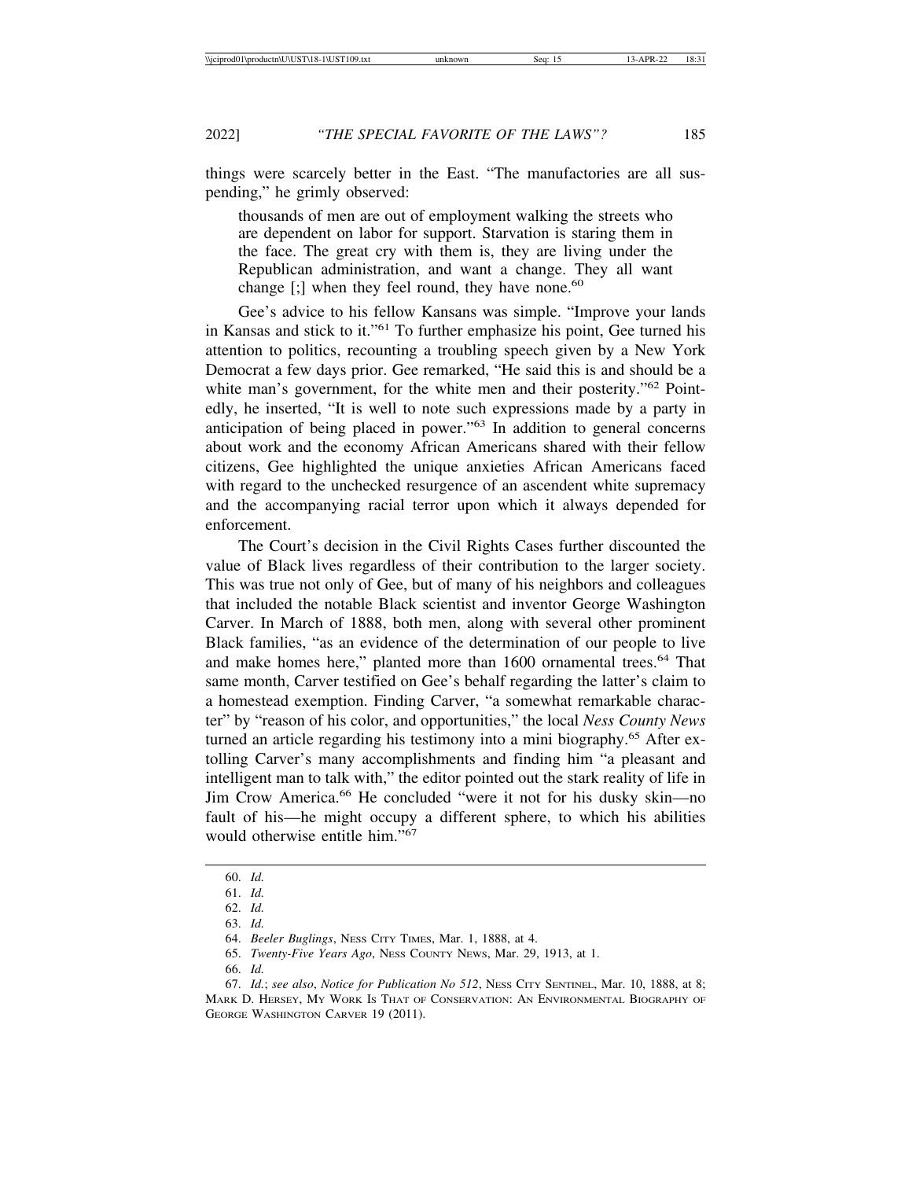things were scarcely better in the East. "The manufactories are all suspending," he grimly observed:

> thousands of men are out of employment walking the streets who are dependent on labor for support. Starvation is staring them in the face. The great cry with them is, they are living under the Republican administration, and want a change. They all want change [;] when they feel round, they have none.[60]

Gee's advice to his fellow Kansans was simple. "Improve your lands in Kansas and stick to it."[61] To further emphasize his point, Gee turned his attention to politics, recounting a troubling speech given by a New York Democrat a few days prior. Gee remarked, "He said this is and should be a white man's government, for the white men and their posterity."[62] Pointedly, he inserted, "It is well to note such expressions made by a party in anticipation of being placed in power."[63] In addition to general concerns about work and the economy African Americans shared with their fellow citizens, Gee highlighted the unique anxieties African Americans faced with regard to the unchecked resurgence of an ascendent white supremacy and the accompanying racial terror upon which it always depended for enforcement.

The Court's decision in the Civil Rights Cases further discounted the value of Black lives regardless of their contribution to the larger society. This was true not only of Gee, but of many of his neighbors and colleagues that included the notable Black scientist and inventor George Washington Carver. In March of 1888, both men, along with several other prominent Black families, "as an evidence of the determination of our people to live and make homes here," planted more than 1600 ornamental trees.[64] That same month, Carver testified on Gee's behalf regarding the latter's claim to a homestead exemption. Finding Carver, "a somewhat remarkable character" by "reason of his color, and opportunities," the local *Ness County News* turned an article regarding his testimony into a mini biography.[65] After extolling Carver's many accomplishments and finding him "a pleasant and intelligent man to talk with," the editor pointed out the stark reality of life in Jim Crow America.[66] He concluded "were it not for his dusky skin—no fault of his—he might occupy a different sphere, to which his abilities would otherwise entitle him."[67]

---

60. *Id.*
61. *Id.*
62. *Id.*
63. *Id.*
64. *Beeler Buglings*, NESS CITY TIMES, Mar. 1, 1888, at 4.
65. *Twenty-Five Years Ago*, NESS COUNTY NEWS, Mar. 29, 1913, at 1.
66. *Id.*
67. *Id.*; *see also*, *Notice for Publication No 512*, NESS CITY SENTINEL, Mar. 10, 1888, at 8; MARK D. HERSEY, MY WORK IS THAT OF CONSERVATION: AN ENVIRONMENTAL BIOGRAPHY OF GEORGE WASHINGTON CARVER 19 (2011).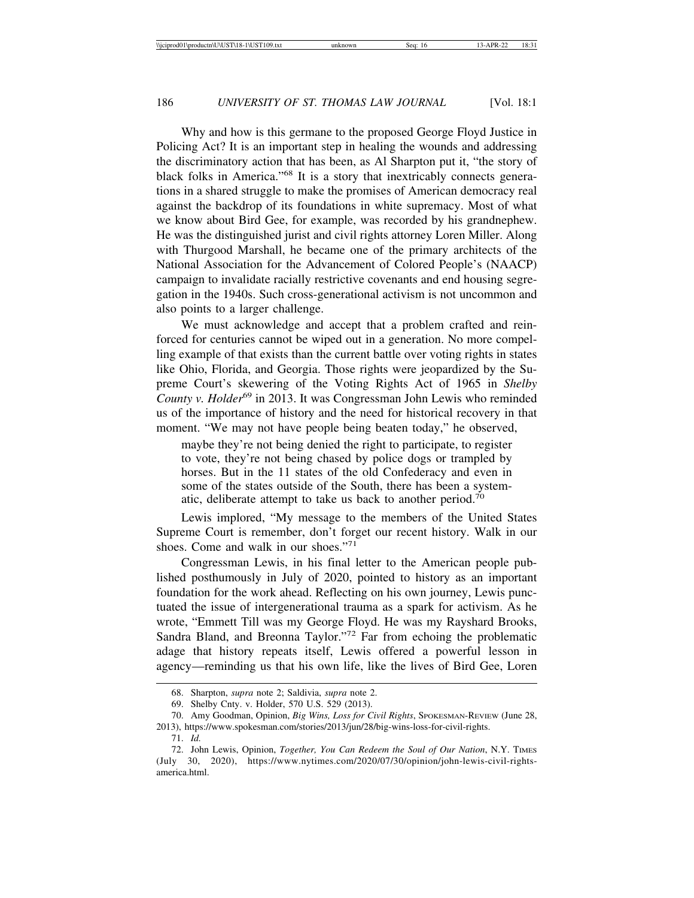Why and how is this germane to the proposed George Floyd Justice in Policing Act? It is an important step in healing the wounds and addressing the discriminatory action that has been, as Al Sharpton put it, "the story of black folks in America."[68] It is a story that inextricably connects generations in a shared struggle to make the promises of American democracy real against the backdrop of its foundations in white supremacy. Most of what we know about Bird Gee, for example, was recorded by his grandnephew. He was the distinguished jurist and civil rights attorney Loren Miller. Along with Thurgood Marshall, he became one of the primary architects of the National Association for the Advancement of Colored People's (NAACP) campaign to invalidate racially restrictive covenants and end housing segregation in the 1940s. Such cross-generational activism is not uncommon and also points to a larger challenge.

We must acknowledge and accept that a problem crafted and reinforced for centuries cannot be wiped out in a generation. No more compelling example of that exists than the current battle over voting rights in states like Ohio, Florida, and Georgia. Those rights were jeopardized by the Supreme Court's skewering of the Voting Rights Act of 1965 in *Shelby County v. Holder*[69] in 2013. It was Congressman John Lewis who reminded us of the importance of history and the need for historical recovery in that moment. "We may not have people being beaten today," he observed,

> maybe they're not being denied the right to participate, to register to vote, they're not being chased by police dogs or trampled by horses. But in the 11 states of the old Confederacy and even in some of the states outside of the South, there has been a systematic, deliberate attempt to take us back to another period.[70]

Lewis implored, "My message to the members of the United States Supreme Court is remember, don't forget our recent history. Walk in our shoes. Come and walk in our shoes."[71]

Congressman Lewis, in his final letter to the American people published posthumously in July of 2020, pointed to history as an important foundation for the work ahead. Reflecting on his own journey, Lewis punctuated the issue of intergenerational trauma as a spark for activism. As he wrote, "Emmett Till was my George Floyd. He was my Rayshard Brooks, Sandra Bland, and Breonna Taylor."[72] Far from echoing the problematic adage that history repeats itself, Lewis offered a powerful lesson in agency—reminding us that his own life, like the lives of Bird Gee, Loren

---

68. Sharpton, *supra* note 2; Saldivia, *supra* note 2.

69. Shelby Cnty. v. Holder, 570 U.S. 529 (2013).

70. Amy Goodman, Opinion, *Big Wins, Loss for Civil Rights*, SPOKESMAN-REVIEW (June 28, 2013), https://www.spokesman.com/stories/2013/jun/28/big-wins-loss-for-civil-rights.

71. *Id.*

72. John Lewis, Opinion, *Together, You Can Redeem the Soul of Our Nation*, N.Y. TIMES (July 30, 2020), https://www.nytimes.com/2020/07/30/opinion/john-lewis-civil-rights-america.html.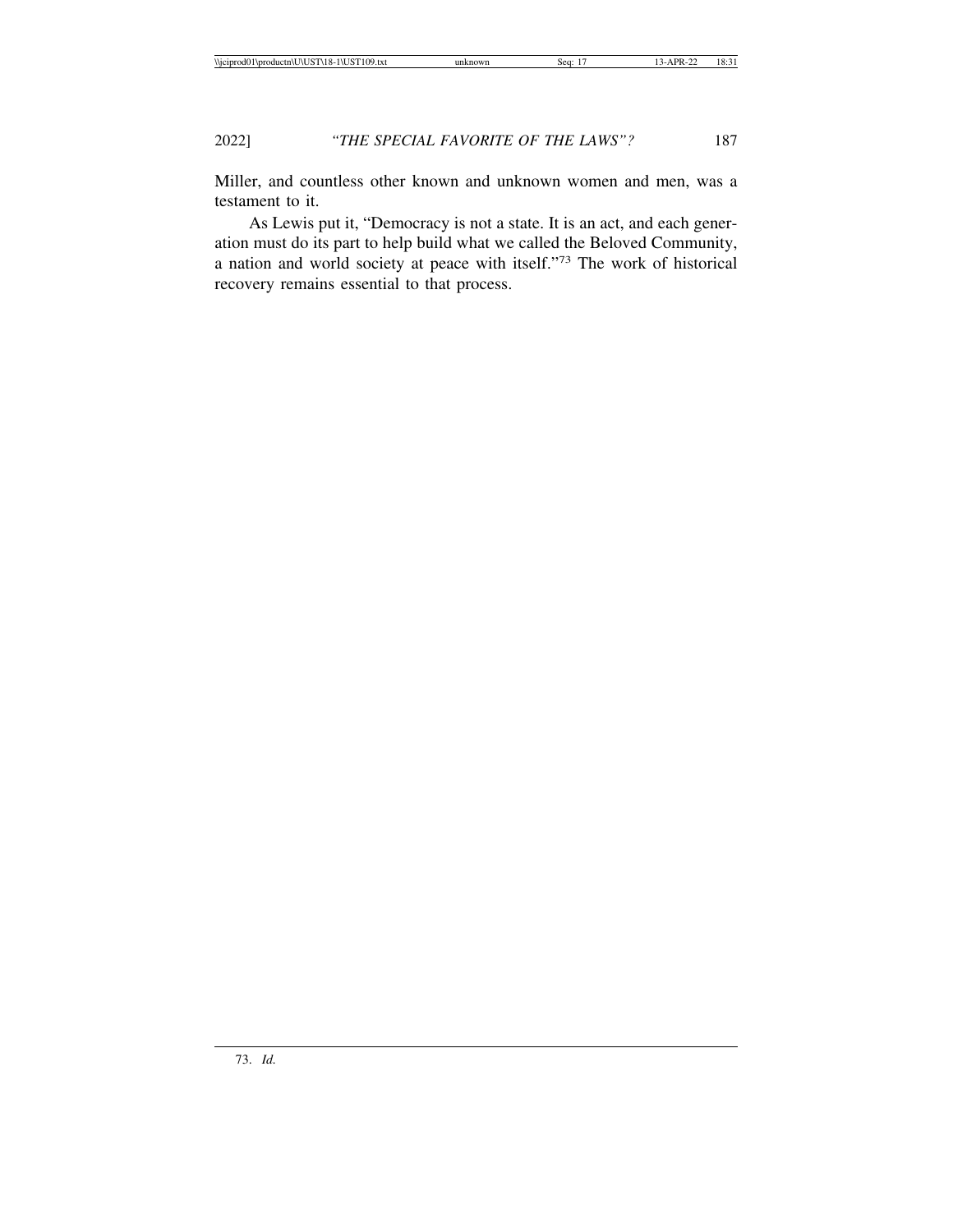Miller, and countless other known and unknown women and men, was a testament to it.

As Lewis put it, "Democracy is not a state. It is an act, and each generation must do its part to help build what we called the Beloved Community, a nation and world society at peace with itself."[73] The work of historical recovery remains essential to that process.

73. *Id.*